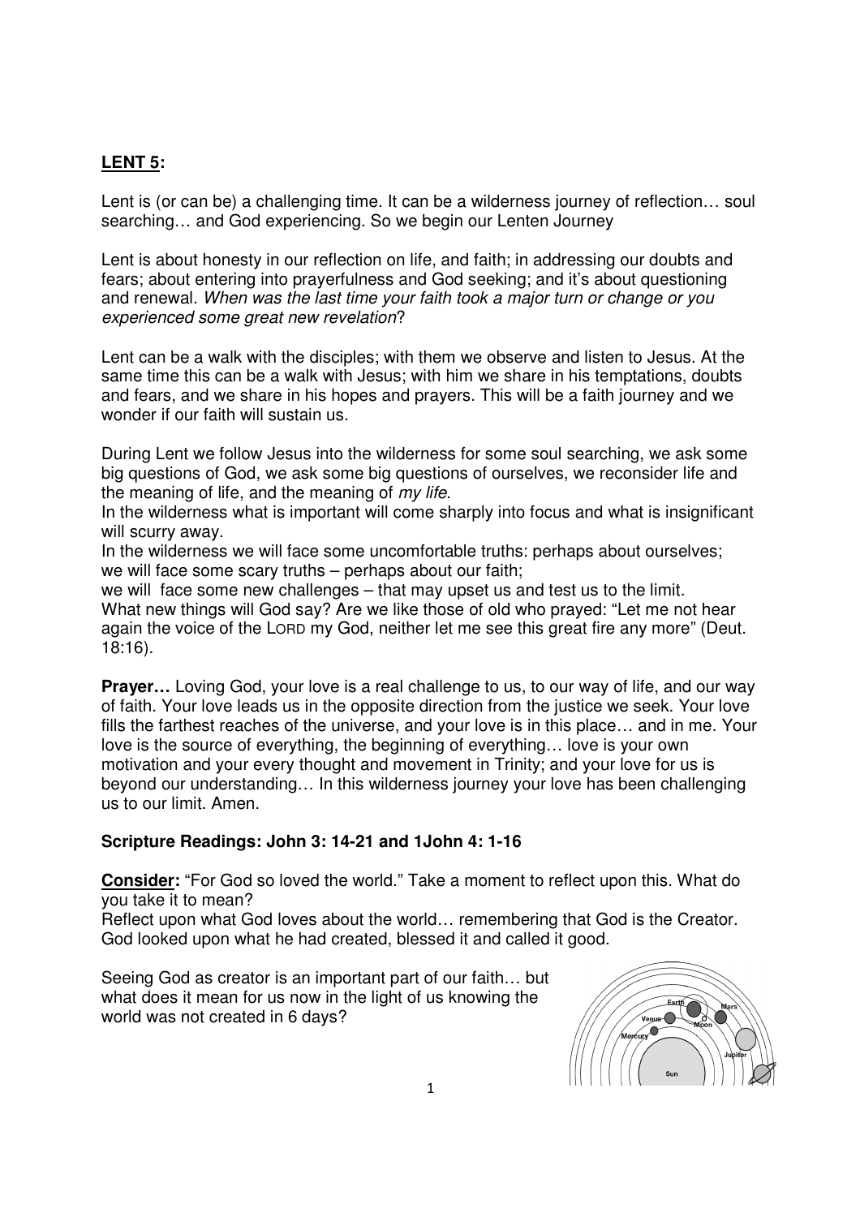## **LENT 5:**

Lent is (or can be) a challenging time. It can be a wilderness journey of reflection… soul searching… and God experiencing. So we begin our Lenten Journey

Lent is about honesty in our reflection on life, and faith; in addressing our doubts and fears; about entering into prayerfulness and God seeking; and it's about questioning and renewal. *When was the last time your faith took a major turn or change or you experienced some great new revelation*?

Lent can be a walk with the disciples; with them we observe and listen to Jesus. At the same time this can be a walk with Jesus; with him we share in his temptations, doubts and fears, and we share in his hopes and prayers. This will be a faith journey and we wonder if our faith will sustain us.

During Lent we follow Jesus into the wilderness for some soul searching, we ask some big questions of God, we ask some big questions of ourselves, we reconsider life and the meaning of life, and the meaning of *my life*.
In the wilderness what is important will come sharply into focus and what is insignificant will scurry away.
In the wilderness we will face some uncomfortable truths: perhaps about ourselves; we will face some scary truths – perhaps about our faith;
we will face some new challenges – that may upset us and test us to the limit.
What new things will God say? Are we like those of old who prayed: "Let me not hear again the voice of the LORD my God, neither let me see this great fire any more" (Deut. 18:16).

**Prayer…** Loving God, your love is a real challenge to us, to our way of life, and our way of faith. Your love leads us in the opposite direction from the justice we seek. Your love fills the farthest reaches of the universe, and your love is in this place… and in me. Your love is the source of everything, the beginning of everything… love is your own motivation and your every thought and movement in Trinity; and your love for us is beyond our understanding… In this wilderness journey your love has been challenging us to our limit. Amen.

**Scripture Readings: John 3: 14-21 and 1John 4: 1-16**

**Consider:** "For God so loved the world." Take a moment to reflect upon this. What do you take it to mean?
Reflect upon what God loves about the world… remembering that God is the Creator. God looked upon what he had created, blessed it and called it good.

Seeing God as creator is an important part of our faith… but what does it mean for us now in the light of us knowing the world was not created in 6 days?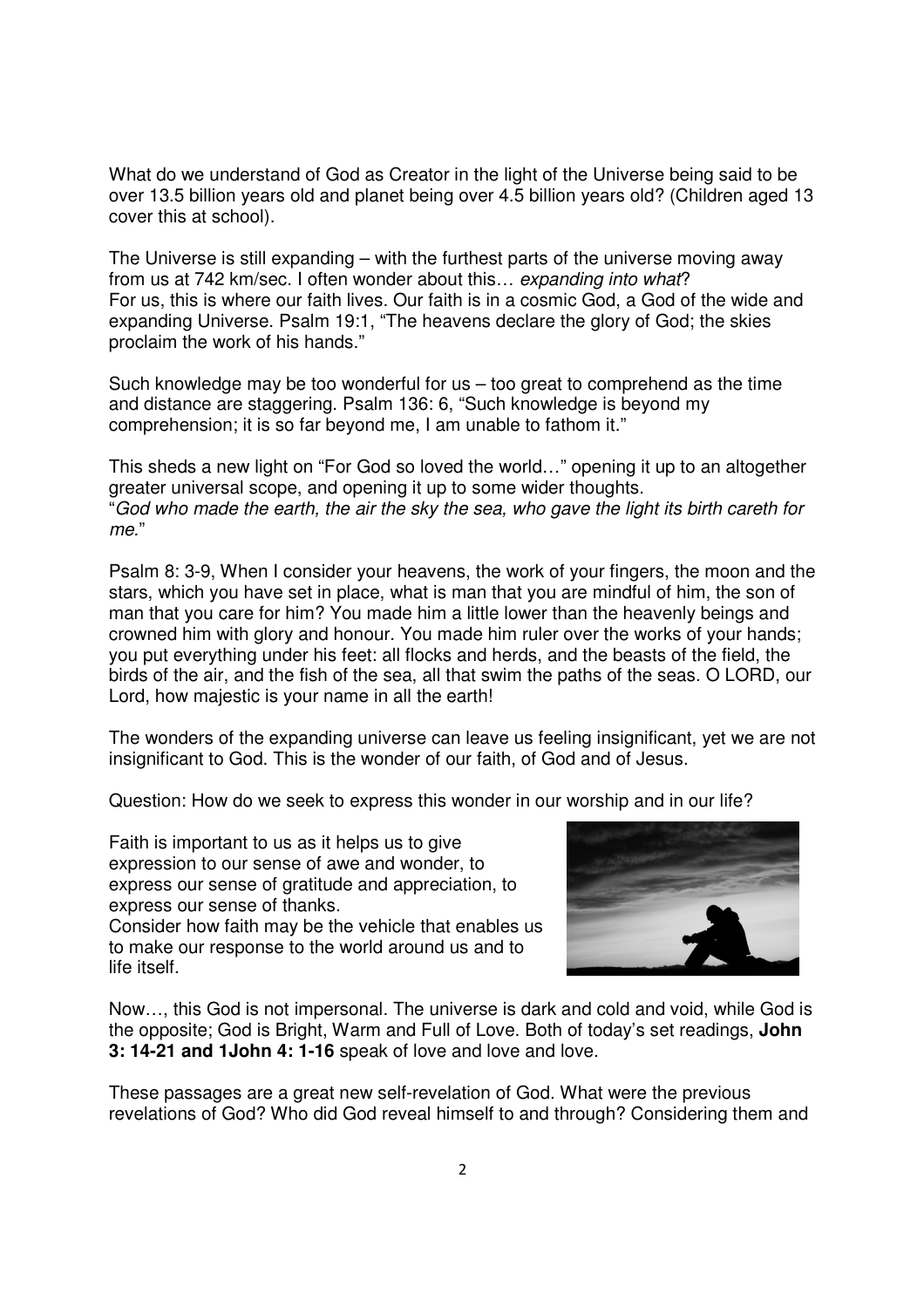What do we understand of God as Creator in the light of the Universe being said to be over 13.5 billion years old and planet being over 4.5 billion years old? (Children aged 13 cover this at school).

The Universe is still expanding – with the furthest parts of the universe moving away from us at 742 km/sec. I often wonder about this… *expanding into what*?
For us, this is where our faith lives. Our faith is in a cosmic God, a God of the wide and expanding Universe. Psalm 19:1, "The heavens declare the glory of God; the skies proclaim the work of his hands."

Such knowledge may be too wonderful for us – too great to comprehend as the time and distance are staggering. Psalm 136: 6, "Such knowledge is beyond my comprehension; it is so far beyond me, I am unable to fathom it."

This sheds a new light on "For God so loved the world…" opening it up to an altogether greater universal scope, and opening it up to some wider thoughts.
"*God who made the earth, the air the sky the sea, who gave the light its birth careth for me.*"

Psalm 8: 3-9, When I consider your heavens, the work of your fingers, the moon and the stars, which you have set in place, what is man that you are mindful of him, the son of man that you care for him? You made him a little lower than the heavenly beings and crowned him with glory and honour. You made him ruler over the works of your hands; you put everything under his feet: all flocks and herds, and the beasts of the field, the birds of the air, and the fish of the sea, all that swim the paths of the seas. O LORD, our Lord, how majestic is your name in all the earth!

The wonders of the expanding universe can leave us feeling insignificant, yet we are not insignificant to God. This is the wonder of our faith, of God and of Jesus.

Question: How do we seek to express this wonder in our worship and in our life?

Faith is important to us as it helps us to give expression to our sense of awe and wonder, to express our sense of gratitude and appreciation, to express our sense of thanks.
Consider how faith may be the vehicle that enables us to make our response to the world around us and to life itself.

Now…, this God is not impersonal. The universe is dark and cold and void, while God is the opposite; God is Bright, Warm and Full of Love. Both of today's set readings, **John 3: 14-21 and 1John 4: 1-16** speak of love and love and love.

These passages are a great new self-revelation of God. What were the previous revelations of God? Who did God reveal himself to and through? Considering them and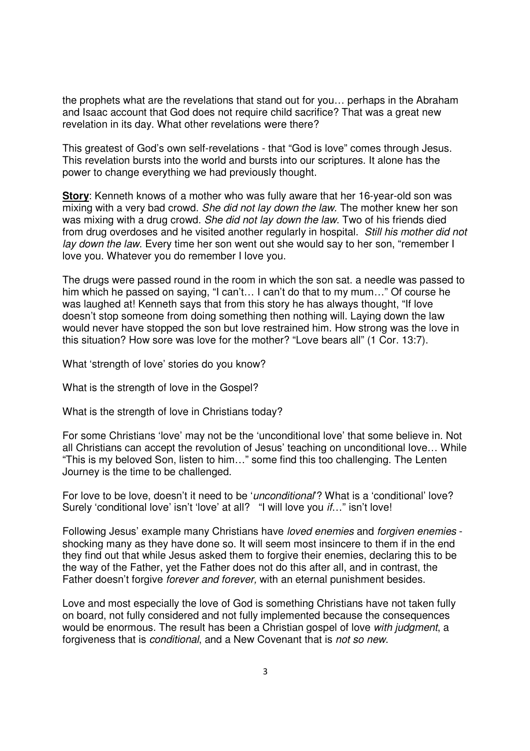the prophets what are the revelations that stand out for you… perhaps in the Abraham and Isaac account that God does not require child sacrifice? That was a great new revelation in its day. What other revelations were there?

This greatest of God's own self-revelations - that "God is love" comes through Jesus. This revelation bursts into the world and bursts into our scriptures. It alone has the power to change everything we had previously thought.

**Story**: Kenneth knows of a mother who was fully aware that her 16-year-old son was mixing with a very bad crowd. *She did not lay down the law*. The mother knew her son was mixing with a drug crowd. *She did not lay down the law*. Two of his friends died from drug overdoses and he visited another regularly in hospital. *Still his mother did not lay down the law*. Every time her son went out she would say to her son, "remember I love you. Whatever you do remember I love you.

The drugs were passed round in the room in which the son sat. a needle was passed to him which he passed on saying, "I can't… I can't do that to my mum…" Of course he was laughed at! Kenneth says that from this story he has always thought, "If love doesn't stop someone from doing something then nothing will. Laying down the law would never have stopped the son but love restrained him. How strong was the love in this situation? How sore was love for the mother? "Love bears all" (1 Cor. 13:7).

What 'strength of love' stories do you know?

What is the strength of love in the Gospel?

What is the strength of love in Christians today?

For some Christians 'love' may not be the 'unconditional love' that some believe in. Not all Christians can accept the revolution of Jesus' teaching on unconditional love… While "This is my beloved Son, listen to him…" some find this too challenging. The Lenten Journey is the time to be challenged.

For love to be love, doesn't it need to be '*unconditional*'? What is a 'conditional' love? Surely 'conditional love' isn't 'love' at all? "I will love you *if*…" isn't love!

Following Jesus' example many Christians have *loved enemies* and *forgiven enemies* - shocking many as they have done so. It will seem most insincere to them if in the end they find out that while Jesus asked them to forgive their enemies, declaring this to be the way of the Father, yet the Father does not do this after all, and in contrast, the Father doesn't forgive *forever and forever,* with an eternal punishment besides.

Love and most especially the love of God is something Christians have not taken fully on board, not fully considered and not fully implemented because the consequences would be enormous. The result has been a Christian gospel of love *with judgment*, a forgiveness that is *conditional*, and a New Covenant that is *not so new*.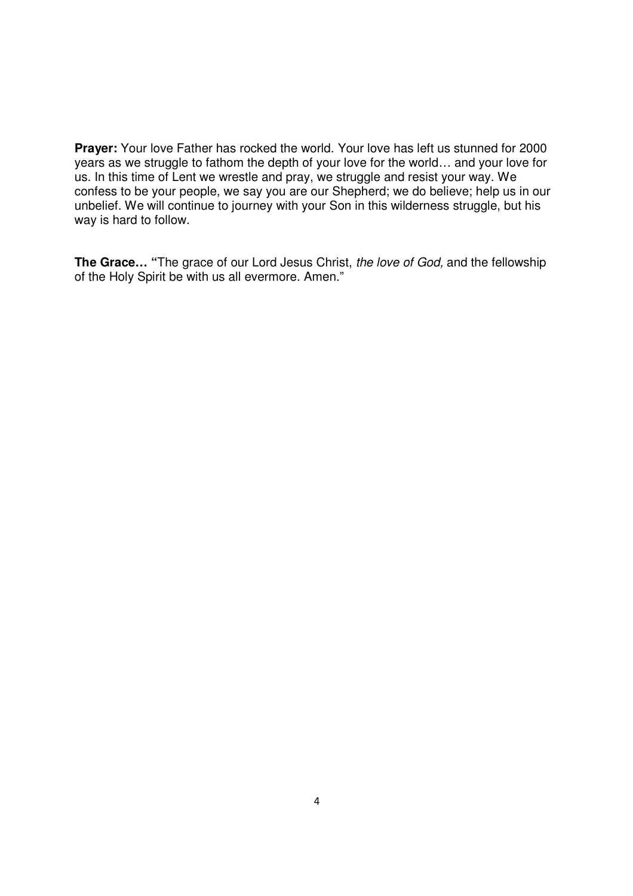**Prayer:** Your love Father has rocked the world. Your love has left us stunned for 2000 years as we struggle to fathom the depth of your love for the world… and your love for us. In this time of Lent we wrestle and pray, we struggle and resist your way. We confess to be your people, we say you are our Shepherd; we do believe; help us in our unbelief. We will continue to journey with your Son in this wilderness struggle, but his way is hard to follow.

**The Grace… "**The grace of our Lord Jesus Christ, *the love of God,* and the fellowship of the Holy Spirit be with us all evermore. Amen."